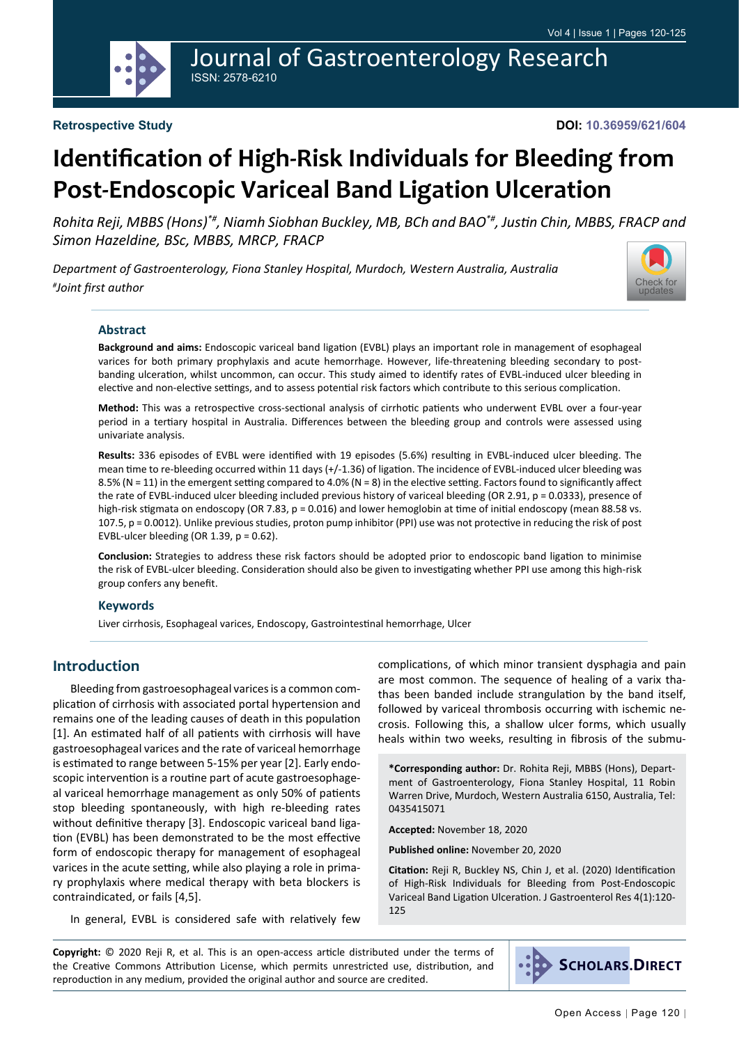**Retrospective Study**

**DOI: 10.36959/621/604**

# Identification of High-Risk Individuals for Bleeding from Post-Endoscopic Variceal Band Ligation Ulceration

*Rohita Reji, MBBS (Hons)[*#], Niamh Siobhan Buckley, MB, BCh and BAO[*#], Justin Chin, MBBS, FRACP and Simon Hazeldine, BSc, MBBS, MRCP, FRACP*

*Department of Gastroenterology, Fiona Stanley Hospital, Murdoch, Western Australia, Australia*

*[#]Joint first author*

## Abstract

**Background and aims:** Endoscopic variceal band ligation (EVBL) plays an important role in management of esophageal varices for both primary prophylaxis and acute hemorrhage. However, life-threatening bleeding secondary to post-banding ulceration, whilst uncommon, can occur. This study aimed to identify rates of EVBL-induced ulcer bleeding in elective and non-elective settings, and to assess potential risk factors which contribute to this serious complication.

**Method:** This was a retrospective cross-sectional analysis of cirrhotic patients who underwent EVBL over a four-year period in a tertiary hospital in Australia. Differences between the bleeding group and controls were assessed using univariate analysis.

**Results:** 336 episodes of EVBL were identified with 19 episodes (5.6%) resulting in EVBL-induced ulcer bleeding. The mean time to re-bleeding occurred within 11 days (+/-1.36) of ligation. The incidence of EVBL-induced ulcer bleeding was 8.5% (N = 11) in the emergent setting compared to 4.0% (N = 8) in the elective setting. Factors found to significantly affect the rate of EVBL-induced ulcer bleeding included previous history of variceal bleeding (OR 2.91, p = 0.0333), presence of high-risk stigmata on endoscopy (OR 7.83, p = 0.016) and lower hemoglobin at time of initial endoscopy (mean 88.58 vs. 107.5, p = 0.0012). Unlike previous studies, proton pump inhibitor (PPI) use was not protective in reducing the risk of post EVBL-ulcer bleeding (OR 1.39, p = 0.62).

**Conclusion:** Strategies to address these risk factors should be adopted prior to endoscopic band ligation to minimise the risk of EVBL-ulcer bleeding. Consideration should also be given to investigating whether PPI use among this high-risk group confers any benefit.

### Keywords

Liver cirrhosis, Esophageal varices, Endoscopy, Gastrointestinal hemorrhage, Ulcer

## Introduction

Bleeding from gastroesophageal varices is a common complication of cirrhosis with associated portal hypertension and remains one of the leading causes of death in this population [1]. An estimated half of all patients with cirrhosis will have gastroesophageal varices and the rate of variceal hemorrhage is estimated to range between 5-15% per year [2]. Early endoscopic intervention is a routine part of acute gastroesophageal variceal hemorrhage management as only 50% of patients stop bleeding spontaneously, with high re-bleeding rates without definitive therapy [3]. Endoscopic variceal band ligation (EVBL) has been demonstrated to be the most effective form of endoscopic therapy for management of esophageal varices in the acute setting, while also playing a role in primary prophylaxis where medical therapy with beta blockers is contraindicated, or fails [4,5].

In general, EVBL is considered safe with relatively few complications, of which minor transient dysphagia and pain are most common. The sequence of healing of a varix thathas been banded include strangulation by the band itself, followed by variceal thrombosis occurring with ischemic necrosis. Following this, a shallow ulcer forms, which usually heals within two weeks, resulting in fibrosis of the submu-

**\*Corresponding author:** Dr. Rohita Reji, MBBS (Hons), Department of Gastroenterology, Fiona Stanley Hospital, 11 Robin Warren Drive, Murdoch, Western Australia 6150, Australia, Tel: 0435415071

**Accepted:** November 18, 2020

**Published online:** November 20, 2020

**Citation:** Reji R, Buckley NS, Chin J, et al. (2020) Identification of High-Risk Individuals for Bleeding from Post-Endoscopic Variceal Band Ligation Ulceration. J Gastroenterol Res 4(1):120-125

**Copyright:** © 2020 Reji R, et al. This is an open-access article distributed under the terms of the Creative Commons Attribution License, which permits unrestricted use, distribution, and reproduction in any medium, provided the original author and source are credited.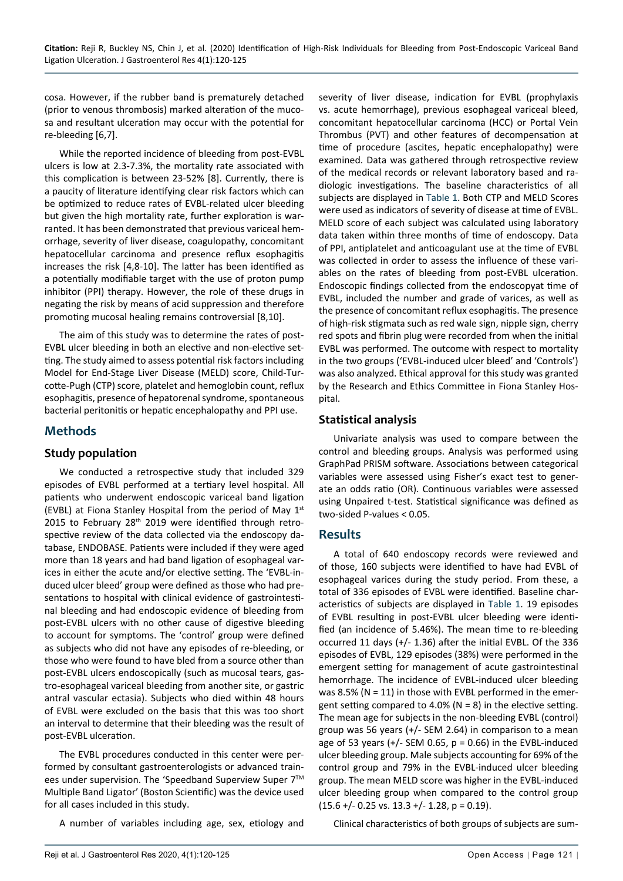cosa. However, if the rubber band is prematurely detached (prior to venous thrombosis) marked alteration of the mucosa and resultant ulceration may occur with the potential for re-bleeding [6,7].

While the reported incidence of bleeding from post-EVBL ulcers is low at 2.3-7.3%, the mortality rate associated with this complication is between 23-52% [8]. Currently, there is a paucity of literature identifying clear risk factors which can be optimized to reduce rates of EVBL-related ulcer bleeding but given the high mortality rate, further exploration is warranted. It has been demonstrated that previous variceal hemorrhage, severity of liver disease, coagulopathy, concomitant hepatocellular carcinoma and presence reflux esophagitis increases the risk [4,8-10]. The latter has been identified as a potentially modifiable target with the use of proton pump inhibitor (PPI) therapy. However, the role of these drugs in negating the risk by means of acid suppression and therefore promoting mucosal healing remains controversial [8,10].

The aim of this study was to determine the rates of post-EVBL ulcer bleeding in both an elective and non-elective setting. The study aimed to assess potential risk factors including Model for End-Stage Liver Disease (MELD) score, Child-Turcotte-Pugh (CTP) score, platelet and hemoglobin count, reflux esophagitis, presence of hepatorenal syndrome, spontaneous bacterial peritonitis or hepatic encephalopathy and PPI use.

## Methods

### Study population

We conducted a retrospective study that included 329 episodes of EVBL performed at a tertiary level hospital. All patients who underwent endoscopic variceal band ligation (EVBL) at Fiona Stanley Hospital from the period of May 1st 2015 to February 28th 2019 were identified through retrospective review of the data collected via the endoscopy database, ENDOBASE. Patients were included if they were aged more than 18 years and had band ligation of esophageal varices in either the acute and/or elective setting. The 'EVBL-induced ulcer bleed' group were defined as those who had presentations to hospital with clinical evidence of gastrointestinal bleeding and had endoscopic evidence of bleeding from post-EVBL ulcers with no other cause of digestive bleeding to account for symptoms. The 'control' group were defined as subjects who did not have any episodes of re-bleeding, or those who were found to have bled from a source other than post-EVBL ulcers endoscopically (such as mucosal tears, gastro-esophageal variceal bleeding from another site, or gastric antral vascular ectasia). Subjects who died within 48 hours of EVBL were excluded on the basis that this was too short an interval to determine that their bleeding was the result of post-EVBL ulceration.

The EVBL procedures conducted in this center were performed by consultant gastroenterologists or advanced trainees under supervision. The 'Speedband Superview Super 7™ Multiple Band Ligator' (Boston Scientific) was the device used for all cases included in this study.

A number of variables including age, sex, etiology and severity of liver disease, indication for EVBL (prophylaxis vs. acute hemorrhage), previous esophageal variceal bleed, concomitant hepatocellular carcinoma (HCC) or Portal Vein Thrombus (PVT) and other features of decompensation at time of procedure (ascites, hepatic encephalopathy) were examined. Data was gathered through retrospective review of the medical records or relevant laboratory based and radiologic investigations. The baseline characteristics of all subjects are displayed in Table 1. Both CTP and MELD Scores were used as indicators of severity of disease at time of EVBL. MELD score of each subject was calculated using laboratory data taken within three months of time of endoscopy. Data of PPI, antiplatelet and anticoagulant use at the time of EVBL was collected in order to assess the influence of these variables on the rates of bleeding from post-EVBL ulceration. Endoscopic findings collected from the endoscopyat time of EVBL, included the number and grade of varices, as well as the presence of concomitant reflux esophagitis. The presence of high-risk stigmata such as red wale sign, nipple sign, cherry red spots and fibrin plug were recorded from when the initial EVBL was performed. The outcome with respect to mortality in the two groups ('EVBL-induced ulcer bleed' and 'Controls') was also analyzed. Ethical approval for this study was granted by the Research and Ethics Committee in Fiona Stanley Hospital.

### Statistical analysis

Univariate analysis was used to compare between the control and bleeding groups. Analysis was performed using GraphPad PRISM software. Associations between categorical variables were assessed using Fisher's exact test to generate an odds ratio (OR). Continuous variables were assessed using Unpaired t-test. Statistical significance was defined as two-sided P-values < 0.05.

## Results

A total of 640 endoscopy records were reviewed and of those, 160 subjects were identified to have had EVBL of esophageal varices during the study period. From these, a total of 336 episodes of EVBL were identified. Baseline characteristics of subjects are displayed in Table 1. 19 episodes of EVBL resulting in post-EVBL ulcer bleeding were identified (an incidence of 5.46%). The mean time to re-bleeding occurred 11 days (+/- 1.36) after the initial EVBL. Of the 336 episodes of EVBL, 129 episodes (38%) were performed in the emergent setting for management of acute gastrointestinal hemorrhage. The incidence of EVBL-induced ulcer bleeding was 8.5% (N = 11) in those with EVBL performed in the emergent setting compared to 4.0% (N = 8) in the elective setting. The mean age for subjects in the non-bleeding EVBL (control) group was 56 years (+/- SEM 2.64) in comparison to a mean age of 53 years (+/- SEM 0.65, p = 0.66) in the EVBL-induced ulcer bleeding group. Male subjects accounting for 69% of the control group and 79% in the EVBL-induced ulcer bleeding group. The mean MELD score was higher in the EVBL-induced ulcer bleeding group when compared to the control group (15.6 +/- 0.25 vs. 13.3 +/- 1.28, p = 0.19).

Clinical characteristics of both groups of subjects are sum-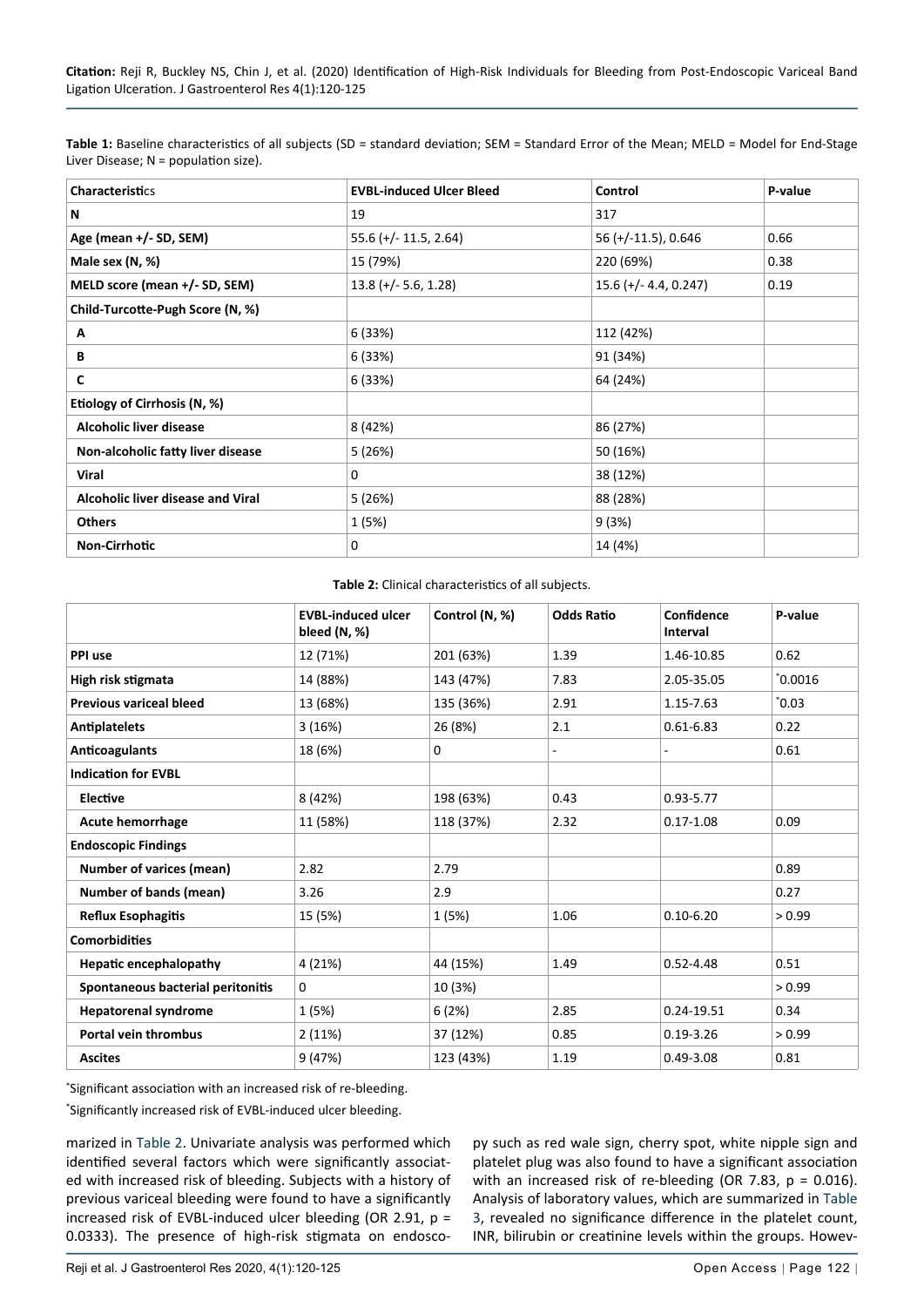**Table 1:** Baseline characteristics of all subjects (SD = standard deviation; SEM = Standard Error of the Mean; MELD = Model for End-Stage Liver Disease; N = population size).

| Characteristics | EVBL-induced Ulcer Bleed | Control | P-value |
|---|---|---|---|
| **N** | 19 | 317 | |
| **Age (mean +/- SD, SEM)** | 55.6 (+/- 11.5, 2.64) | 56 (+/-11.5), 0.646 | 0.66 |
| **Male sex (N, %)** | 15 (79%) | 220 (69%) | 0.38 |
| **MELD score (mean +/- SD, SEM)** | 13.8 (+/- 5.6, 1.28) | 15.6 (+/- 4.4, 0.247) | 0.19 |
| **Child-Turcotte-Pugh Score (N, %)** | | | |
| **A** | 6 (33%) | 112 (42%) | |
| **B** | 6 (33%) | 91 (34%) | |
| **C** | 6 (33%) | 64 (24%) | |
| **Etiology of Cirrhosis (N, %)** | | | |
| **Alcoholic liver disease** | 8 (42%) | 86 (27%) | |
| **Non-alcoholic fatty liver disease** | 5 (26%) | 50 (16%) | |
| **Viral** | 0 | 38 (12%) | |
| **Alcoholic liver disease and Viral** | 5 (26%) | 88 (28%) | |
| **Others** | 1 (5%) | 9 (3%) | |
| **Non-Cirrhotic** | 0 | 14 (4%) | |

**Table 2:** Clinical characteristics of all subjects.

| | EVBL-induced ulcer bleed (N, %) | Control (N, %) | Odds Ratio | Confidence Interval | P-value |
|---|---|---|---|---|---|
| **PPI use** | 12 (71%) | 201 (63%) | 1.39 | 1.46-10.85 | 0.62 |
| **High risk stigmata** | 14 (88%) | 143 (47%) | 7.83 | 2.05-35.05 | *0.0016 |
| **Previous variceal bleed** | 13 (68%) | 135 (36%) | 2.91 | 1.15-7.63 | *0.03 |
| **Antiplatelets** | 3 (16%) | 26 (8%) | 2.1 | 0.61-6.83 | 0.22 |
| **Anticoagulants** | 18 (6%) | 0 | - | - | 0.61 |
| **Indication for EVBL** | | | | | |
| **Elective** | 8 (42%) | 198 (63%) | 0.43 | 0.93-5.77 | |
| **Acute hemorrhage** | 11 (58%) | 118 (37%) | 2.32 | 0.17-1.08 | 0.09 |
| **Endoscopic Findings** | | | | | |
| **Number of varices (mean)** | 2.82 | 2.79 | | | 0.89 |
| **Number of bands (mean)** | 3.26 | 2.9 | | | 0.27 |
| **Reflux Esophagitis** | 15 (5%) | 1 (5%) | 1.06 | 0.10-6.20 | > 0.99 |
| **Comorbidities** | | | | | |
| **Hepatic encephalopathy** | 4 (21%) | 44 (15%) | 1.49 | 0.52-4.48 | 0.51 |
| **Spontaneous bacterial peritonitis** | 0 | 10 (3%) | | | > 0.99 |
| **Hepatorenal syndrome** | 1 (5%) | 6 (2%) | 2.85 | 0.24-19.51 | 0.34 |
| **Portal vein thrombus** | 2 (11%) | 37 (12%) | 0.85 | 0.19-3.26 | > 0.99 |
| **Ascites** | 9 (47%) | 123 (43%) | 1.19 | 0.49-3.08 | 0.81 |

*Significant association with an increased risk of re-bleeding.

*Significantly increased risk of EVBL-induced ulcer bleeding.

marized in Table 2. Univariate analysis was performed which identified several factors which were significantly associated with increased risk of bleeding. Subjects with a history of previous variceal bleeding were found to have a significantly increased risk of EVBL-induced ulcer bleeding (OR 2.91, p = 0.0333). The presence of high-risk stigmata on endoscopy such as red wale sign, cherry spot, white nipple sign and platelet plug was also found to have a significant association with an increased risk of re-bleeding (OR 7.83, p = 0.016). Analysis of laboratory values, which are summarized in Table 3, revealed no significance difference in the platelet count, INR, bilirubin or creatinine levels within the groups. Howev-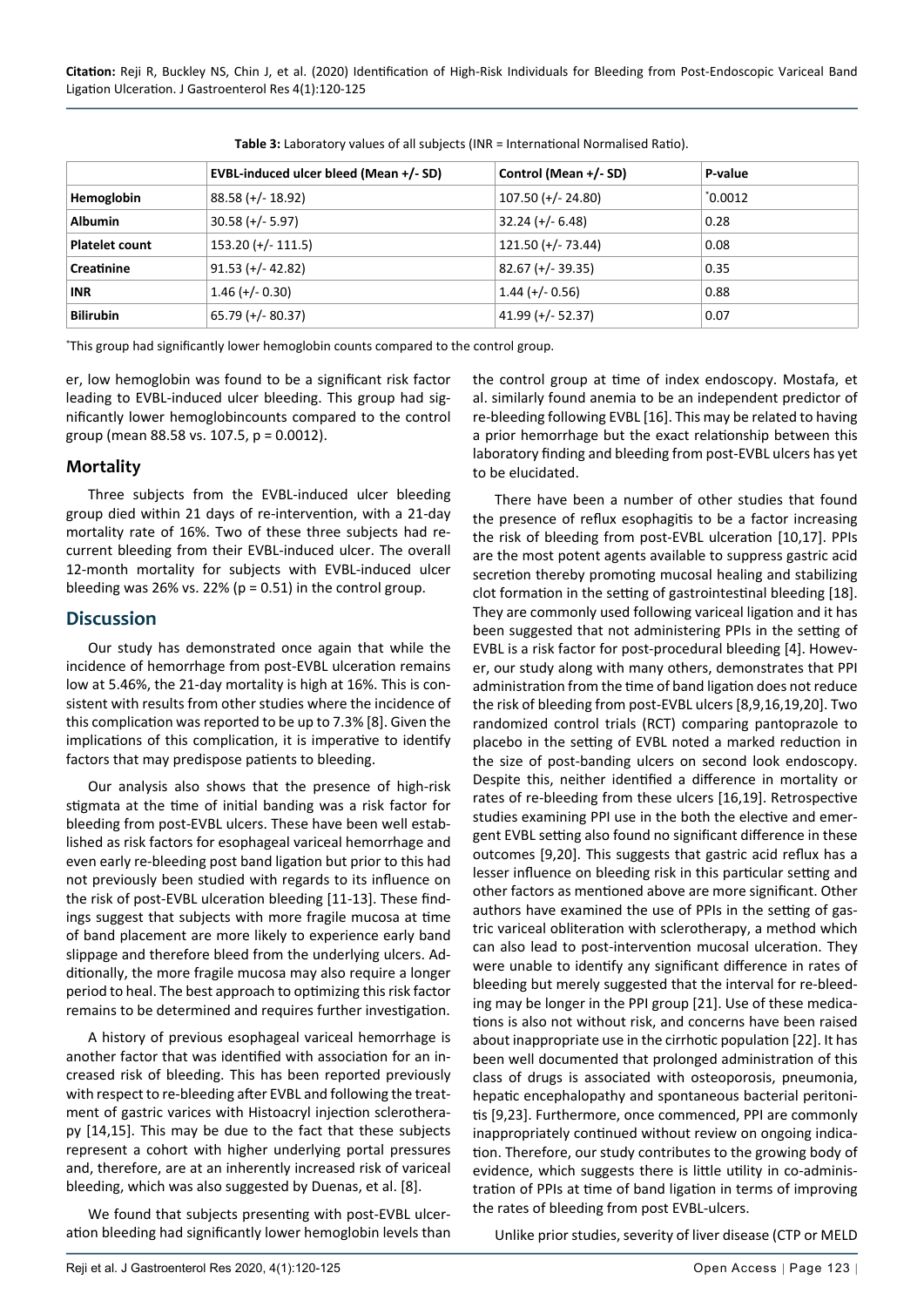**Table 3:** Laboratory values of all subjects (INR = International Normalised Ratio).

| | EVBL-induced ulcer bleed (Mean +/- SD) | Control (Mean +/- SD) | P-value |
|---|---|---|---|
| **Hemoglobin** | 88.58 (+/- 18.92) | 107.50 (+/- 24.80) | *0.0012 |
| **Albumin** | 30.58 (+/- 5.97) | 32.24 (+/- 6.48) | 0.28 |
| **Platelet count** | 153.20 (+/- 111.5) | 121.50 (+/- 73.44) | 0.08 |
| **Creatinine** | 91.53 (+/- 42.82) | 82.67 (+/- 39.35) | 0.35 |
| **INR** | 1.46 (+/- 0.30) | 1.44 (+/- 0.56) | 0.88 |
| **Bilirubin** | 65.79 (+/- 80.37) | 41.99 (+/- 52.37) | 0.07 |

*This group had significantly lower hemoglobin counts compared to the control group.

er, low hemoglobin was found to be a significant risk factor leading to EVBL-induced ulcer bleeding. This group had significantly lower hemoglobincounts compared to the control group (mean 88.58 vs. 107.5, p = 0.0012).

## Mortality

Three subjects from the EVBL-induced ulcer bleeding group died within 21 days of re-intervention, with a 21-day mortality rate of 16%. Two of these three subjects had recurrent bleeding from their EVBL-induced ulcer. The overall 12-month mortality for subjects with EVBL-induced ulcer bleeding was 26% vs. 22% (p = 0.51) in the control group.

# Discussion

Our study has demonstrated once again that while the incidence of hemorrhage from post-EVBL ulceration remains low at 5.46%, the 21-day mortality is high at 16%. This is consistent with results from other studies where the incidence of this complication was reported to be up to 7.3% [8]. Given the implications of this complication, it is imperative to identify factors that may predispose patients to bleeding.

Our analysis also shows that the presence of high-risk stigmata at the time of initial banding was a risk factor for bleeding from post-EVBL ulcers. These have been well established as risk factors for esophageal variceal hemorrhage and even early re-bleeding post band ligation but prior to this had not previously been studied with regards to its influence on the risk of post-EVBL ulceration bleeding [11-13]. These findings suggest that subjects with more fragile mucosa at time of band placement are more likely to experience early band slippage and therefore bleed from the underlying ulcers. Additionally, the more fragile mucosa may also require a longer period to heal. The best approach to optimizing this risk factor remains to be determined and requires further investigation.

A history of previous esophageal variceal hemorrhage is another factor that was identified with association for an increased risk of bleeding. This has been reported previously with respect to re-bleeding after EVBL and following the treatment of gastric varices with Histoacryl injection sclerotherapy [14,15]. This may be due to the fact that these subjects represent a cohort with higher underlying portal pressures and, therefore, are at an inherently increased risk of variceal bleeding, which was also suggested by Duenas, et al. [8].

We found that subjects presenting with post-EVBL ulceration bleeding had significantly lower hemoglobin levels than the control group at time of index endoscopy. Mostafa, et al. similarly found anemia to be an independent predictor of re-bleeding following EVBL [16]. This may be related to having a prior hemorrhage but the exact relationship between this laboratory finding and bleeding from post-EVBL ulcers has yet to be elucidated.

There have been a number of other studies that found the presence of reflux esophagitis to be a factor increasing the risk of bleeding from post-EVBL ulceration [10,17]. PPIs are the most potent agents available to suppress gastric acid secretion thereby promoting mucosal healing and stabilizing clot formation in the setting of gastrointestinal bleeding [18]. They are commonly used following variceal ligation and it has been suggested that not administering PPIs in the setting of EVBL is a risk factor for post-procedural bleeding [4]. However, our study along with many others, demonstrates that PPI administration from the time of band ligation does not reduce the risk of bleeding from post-EVBL ulcers [8,9,16,19,20]. Two randomized control trials (RCT) comparing pantoprazole to placebo in the setting of EVBL noted a marked reduction in the size of post-banding ulcers on second look endoscopy. Despite this, neither identified a difference in mortality or rates of re-bleeding from these ulcers [16,19]. Retrospective studies examining PPI use in the both the elective and emergent EVBL setting also found no significant difference in these outcomes [9,20]. This suggests that gastric acid reflux has a lesser influence on bleeding risk in this particular setting and other factors as mentioned above are more significant. Other authors have examined the use of PPIs in the setting of gastric variceal obliteration with sclerotherapy, a method which can also lead to post-intervention mucosal ulceration. They were unable to identify any significant difference in rates of bleeding but merely suggested that the interval for re-bleeding may be longer in the PPI group [21]. Use of these medications is also not without risk, and concerns have been raised about inappropriate use in the cirrhotic population [22]. It has been well documented that prolonged administration of this class of drugs is associated with osteoporosis, pneumonia, hepatic encephalopathy and spontaneous bacterial peritonitis [9,23]. Furthermore, once commenced, PPI are commonly inappropriately continued without review on ongoing indication. Therefore, our study contributes to the growing body of evidence, which suggests there is little utility in co-administration of PPIs at time of band ligation in terms of improving the rates of bleeding from post EVBL-ulcers.

Unlike prior studies, severity of liver disease (CTP or MELD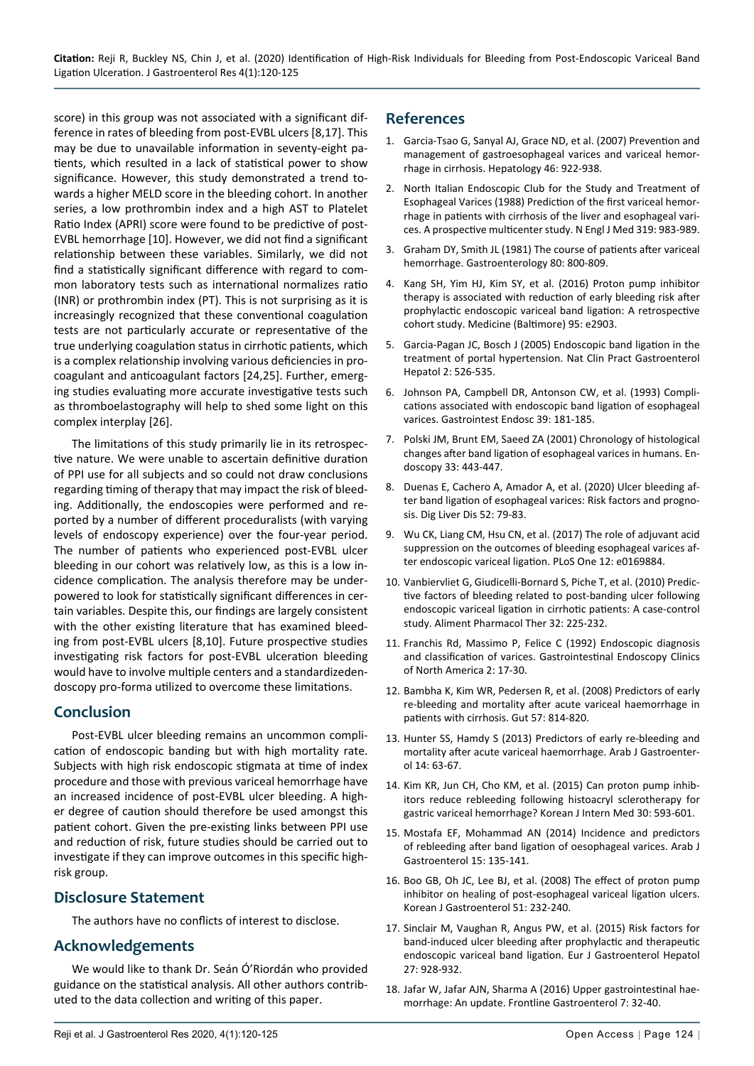score) in this group was not associated with a significant difference in rates of bleeding from post-EVBL ulcers [8,17]. This may be due to unavailable information in seventy-eight patients, which resulted in a lack of statistical power to show significance. However, this study demonstrated a trend towards a higher MELD score in the bleeding cohort. In another series, a low prothrombin index and a high AST to Platelet Ratio Index (APRI) score were found to be predictive of post-EVBL hemorrhage [10]. However, we did not find a significant relationship between these variables. Similarly, we did not find a statistically significant difference with regard to common laboratory tests such as international normalizes ratio (INR) or prothrombin index (PT). This is not surprising as it is increasingly recognized that these conventional coagulation tests are not particularly accurate or representative of the true underlying coagulation status in cirrhotic patients, which is a complex relationship involving various deficiencies in procoagulant and anticoagulant factors [24,25]. Further, emerging studies evaluating more accurate investigative tests such as thromboelastography will help to shed some light on this complex interplay [26].

The limitations of this study primarily lie in its retrospective nature. We were unable to ascertain definitive duration of PPI use for all subjects and so could not draw conclusions regarding timing of therapy that may impact the risk of bleeding. Additionally, the endoscopies were performed and reported by a number of different proceduralists (with varying levels of endoscopy experience) over the four-year period. The number of patients who experienced post-EVBL ulcer bleeding in our cohort was relatively low, as this is a low incidence complication. The analysis therefore may be underpowered to look for statistically significant differences in certain variables. Despite this, our findings are largely consistent with the other existing literature that has examined bleeding from post-EVBL ulcers [8,10]. Future prospective studies investigating risk factors for post-EVBL ulceration bleeding would have to involve multiple centers and a standardizedendoscopy pro-forma utilized to overcome these limitations.

## Conclusion

Post-EVBL ulcer bleeding remains an uncommon complication of endoscopic banding but with high mortality rate. Subjects with high risk endoscopic stigmata at time of index procedure and those with previous variceal hemorrhage have an increased incidence of post-EVBL ulcer bleeding. A higher degree of caution should therefore be used amongst this patient cohort. Given the pre-existing links between PPI use and reduction of risk, future studies should be carried out to investigate if they can improve outcomes in this specific high-risk group.

## Disclosure Statement

The authors have no conflicts of interest to disclose.

## Acknowledgements

We would like to thank Dr. Seán Ó'Riordán who provided guidance on the statistical analysis. All other authors contributed to the data collection and writing of this paper.

## References

1. Garcia-Tsao G, Sanyal AJ, Grace ND, et al. (2007) Prevention and management of gastroesophageal varices and variceal hemorrhage in cirrhosis. Hepatology 46: 922-938.
2. North Italian Endoscopic Club for the Study and Treatment of Esophageal Varices (1988) Prediction of the first variceal hemorrhage in patients with cirrhosis of the liver and esophageal varices. A prospective multicenter study. N Engl J Med 319: 983-989.
3. Graham DY, Smith JL (1981) The course of patients after variceal hemorrhage. Gastroenterology 80: 800-809.
4. Kang SH, Yim HJ, Kim SY, et al. (2016) Proton pump inhibitor therapy is associated with reduction of early bleeding risk after prophylactic endoscopic variceal band ligation: A retrospective cohort study. Medicine (Baltimore) 95: e2903.
5. Garcia-Pagan JC, Bosch J (2005) Endoscopic band ligation in the treatment of portal hypertension. Nat Clin Pract Gastroenterol Hepatol 2: 526-535.
6. Johnson PA, Campbell DR, Antonson CW, et al. (1993) Complications associated with endoscopic band ligation of esophageal varices. Gastrointest Endosc 39: 181-185.
7. Polski JM, Brunt EM, Saeed ZA (2001) Chronology of histological changes after band ligation of esophageal varices in humans. Endoscopy 33: 443-447.
8. Duenas E, Cachero A, Amador A, et al. (2020) Ulcer bleeding after band ligation of esophageal varices: Risk factors and prognosis. Dig Liver Dis 52: 79-83.
9. Wu CK, Liang CM, Hsu CN, et al. (2017) The role of adjuvant acid suppression on the outcomes of bleeding esophageal varices after endoscopic variceal ligation. PLoS One 12: e0169884.
10. Vanbiervliet G, Giudicelli-Bornard S, Piche T, et al. (2010) Predictive factors of bleeding related to post-banding ulcer following endoscopic variceal ligation in cirrhotic patients: A case-control study. Aliment Pharmacol Ther 32: 225-232.
11. Franchis Rd, Massimo P, Felice C (1992) Endoscopic diagnosis and classification of varices. Gastrointestinal Endoscopy Clinics of North America 2: 17-30.
12. Bambha K, Kim WR, Pedersen R, et al. (2008) Predictors of early re-bleeding and mortality after acute variceal haemorrhage in patients with cirrhosis. Gut 57: 814-820.
13. Hunter SS, Hamdy S (2013) Predictors of early re-bleeding and mortality after acute variceal haemorrhage. Arab J Gastroenterol 14: 63-67.
14. Kim KR, Jun CH, Cho KM, et al. (2015) Can proton pump inhibitors reduce rebleeding following histoacryl sclerotherapy for gastric variceal hemorrhage? Korean J Intern Med 30: 593-601.
15. Mostafa EF, Mohammad AN (2014) Incidence and predictors of rebleeding after band ligation of oesophageal varices. Arab J Gastroenterol 15: 135-141.
16. Boo GB, Oh JC, Lee BJ, et al. (2008) The effect of proton pump inhibitor on healing of post-esophageal variceal ligation ulcers. Korean J Gastroenterol 51: 232-240.
17. Sinclair M, Vaughan R, Angus PW, et al. (2015) Risk factors for band-induced ulcer bleeding after prophylactic and therapeutic endoscopic variceal band ligation. Eur J Gastroenterol Hepatol 27: 928-932.
18. Jafar W, Jafar AJN, Sharma A (2016) Upper gastrointestinal haemorrhage: An update. Frontline Gastroenterol 7: 32-40.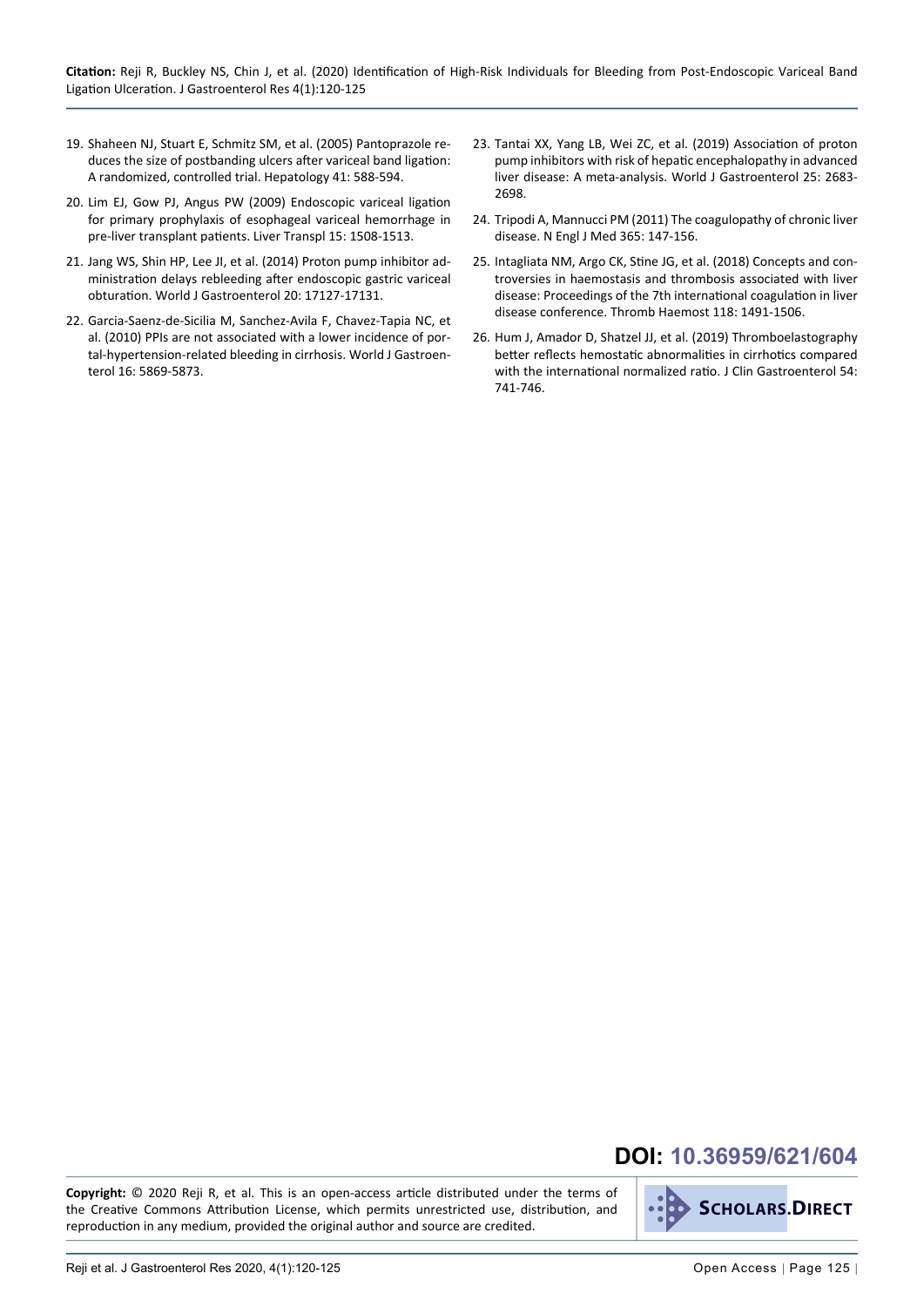19. Shaheen NJ, Stuart E, Schmitz SM, et al. (2005) Pantoprazole reduces the size of postbanding ulcers after variceal band ligation: A randomized, controlled trial. Hepatology 41: 588-594.

20. Lim EJ, Gow PJ, Angus PW (2009) Endoscopic variceal ligation for primary prophylaxis of esophageal variceal hemorrhage in pre-liver transplant patients. Liver Transpl 15: 1508-1513.

21. Jang WS, Shin HP, Lee JI, et al. (2014) Proton pump inhibitor administration delays rebleeding after endoscopic gastric variceal obturation. World J Gastroenterol 20: 17127-17131.

22. Garcia-Saenz-de-Sicilia M, Sanchez-Avila F, Chavez-Tapia NC, et al. (2010) PPIs are not associated with a lower incidence of portal-hypertension-related bleeding in cirrhosis. World J Gastroenterol 16: 5869-5873.

23. Tantai XX, Yang LB, Wei ZC, et al. (2019) Association of proton pump inhibitors with risk of hepatic encephalopathy in advanced liver disease: A meta-analysis. World J Gastroenterol 25: 2683-2698.

24. Tripodi A, Mannucci PM (2011) The coagulopathy of chronic liver disease. N Engl J Med 365: 147-156.

25. Intagliata NM, Argo CK, Stine JG, et al. (2018) Concepts and controversies in haemostasis and thrombosis associated with liver disease: Proceedings of the 7th international coagulation in liver disease conference. Thromb Haemost 118: 1491-1506.

26. Hum J, Amador D, Shatzel JJ, et al. (2019) Thromboelastography better reflects hemostatic abnormalities in cirrhotics compared with the international normalized ratio. J Clin Gastroenterol 54: 741-746.

**DOI: 10.36959/621/604**

**Copyright:** © 2020 Reji R, et al. This is an open-access article distributed under the terms of the Creative Commons Attribution License, which permits unrestricted use, distribution, and reproduction in any medium, provided the original author and source are credited.